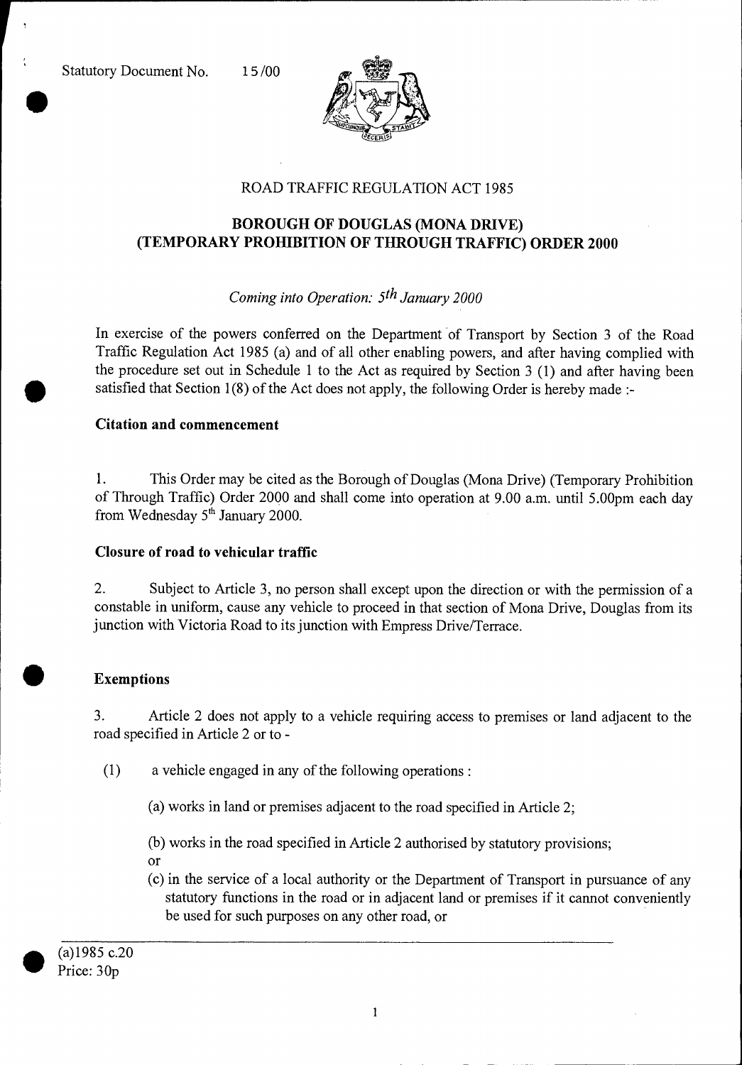Statutory Document No. 15/00

ROAD TRAFFIC REGULATION ACT 1985

# BOROUGH OF DOUGLAS (MONA DRIVE) (TEMPORARY PROHIBITION OF THROUGH TRAFFIC) ORDER 2000

*Coming into Operation: 5th January 2000*

In exercise of the powers conferred on the Department of Transport by Section 3 of the Road Traffic Regulation Act 1985 (a) and of all other enabling powers, and after having complied with the procedure set out in Schedule 1 to the Act as required by Section 3 (1) and after having been satisfied that Section 1(8) of the Act does not apply, the following Order is hereby made :-

## Citation and commencement

1. This Order may be cited as the Borough of Douglas (Mona Drive) (Temporary Prohibition of Through Traffic) Order 2000 and shall come into operation at 9.00 a.m. until 5.00pm each day from Wednesday 5th January 2000.

## Closure of road to vehicular traffic

2. Subject to Article 3, no person shall except upon the direction or with the permission of a constable in uniform, cause any vehicle to proceed in that section of Mona Drive, Douglas from its junction with Victoria Road to its junction with Empress Drive/Terrace.

## Exemptions

3. Article 2 does not apply to a vehicle requiring access to premises or land adjacent to the road specified in Article 2 or to -

(1) a vehicle engaged in any of the following operations :

(a) works in land or premises adjacent to the road specified in Article 2;

(b) works in the road specified in Article 2 authorised by statutory provisions; or

(c) in the service of a local authority or the Department of Transport in pursuance of any statutory functions in the road or in adjacent land or premises if it cannot conveniently be used for such purposes on any other road, or

(a)1985 c.20
Price: 30p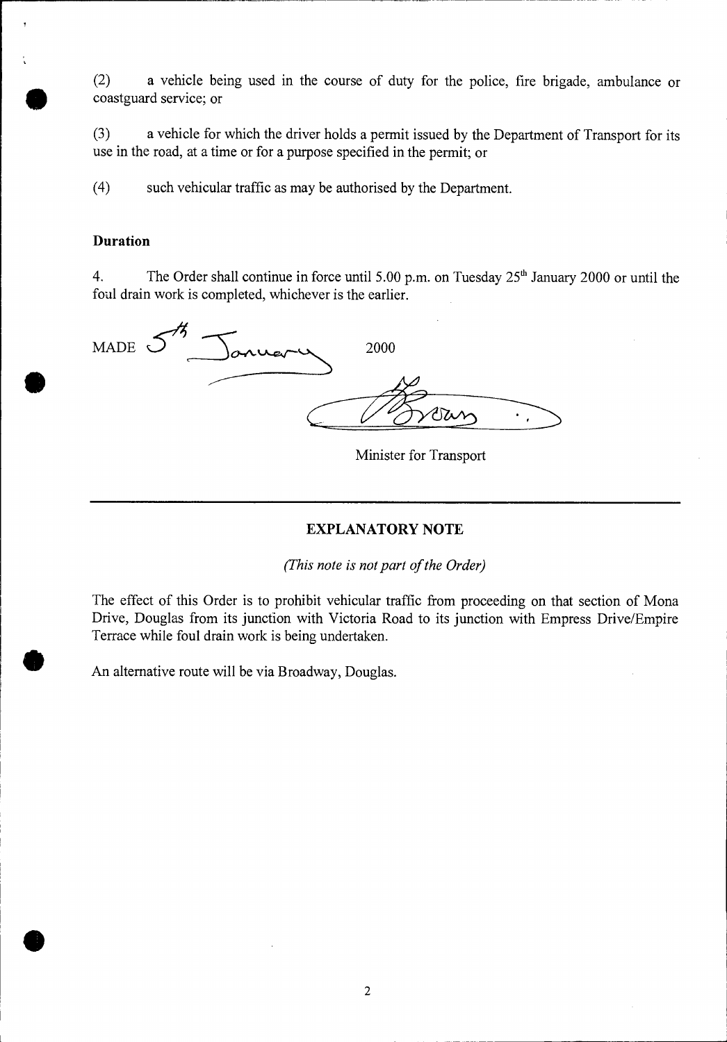(2) a vehicle being used in the course of duty for the police, fire brigade, ambulance or coastguard service; or

(3) a vehicle for which the driver holds a permit issued by the Department of Transport for its use in the road, at a time or for a purpose specified in the permit; or

(4) such vehicular traffic as may be authorised by the Department.

**Duration**

4. The Order shall continue in force until 5.00 p.m. on Tuesday 25th January 2000 or until the foul drain work is completed, whichever is the earlier.

MADE 5th January 2000

Minister for Transport

---

**EXPLANATORY NOTE**

*(This note is not part of the Order)*

The effect of this Order is to prohibit vehicular traffic from proceeding on that section of Mona Drive, Douglas from its junction with Victoria Road to its junction with Empress Drive/Empire Terrace while foul drain work is being undertaken.

An alternative route will be via Broadway, Douglas.